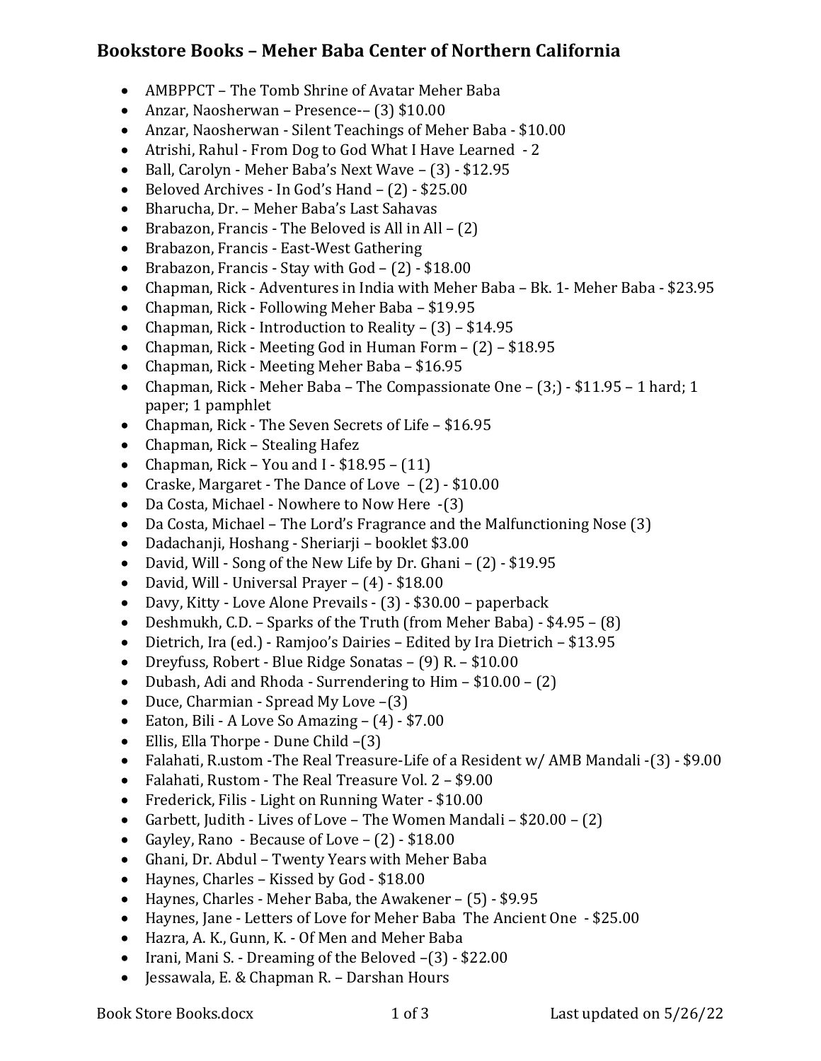## Bookstore Books – Meher Baba Center of Northern California

- AMBPPCT – The Tomb Shrine of Avatar Meher Baba
- Anzar, Naosherwan – Presence-– (3) $10.00
- Anzar, Naosherwan - Silent Teachings of Meher Baba - $10.00
- Atrishi, Rahul - From Dog to God What I Have Learned - 2
- Ball, Carolyn - Meher Baba's Next Wave – (3) - $12.95
- Beloved Archives - In God's Hand – (2) - $25.00
- Bharucha, Dr. – Meher Baba's Last Sahavas
- Brabazon, Francis - The Beloved is All in All – (2)
- Brabazon, Francis - East-West Gathering
- Brabazon, Francis - Stay with God – (2) - $18.00
- Chapman, Rick - Adventures in India with Meher Baba – Bk. 1- Meher Baba - $23.95
- Chapman, Rick - Following Meher Baba – $19.95
- Chapman, Rick - Introduction to Reality – (3) – $14.95
- Chapman, Rick - Meeting God in Human Form – (2) – $18.95
- Chapman, Rick - Meeting Meher Baba – $16.95
- Chapman, Rick - Meher Baba – The Compassionate One – (3;) - $11.95 – 1 hard; 1 paper; 1 pamphlet
- Chapman, Rick - The Seven Secrets of Life – $16.95
- Chapman, Rick – Stealing Hafez
- Chapman, Rick – You and I - $18.95 – (11)
- Craske, Margaret - The Dance of Love – (2) - $10.00
- Da Costa, Michael - Nowhere to Now Here -(3)
- Da Costa, Michael – The Lord's Fragrance and the Malfunctioning Nose (3)
- Dadachanji, Hoshang - Sheriarji – booklet $3.00
- David, Will - Song of the New Life by Dr. Ghani – (2) - $19.95
- David, Will - Universal Prayer – (4) - $18.00
- Davy, Kitty - Love Alone Prevails - (3) - $30.00 – paperback
- Deshmukh, C.D. – Sparks of the Truth (from Meher Baba) - $4.95 – (8)
- Dietrich, Ira (ed.) - Ramjoo's Dairies – Edited by Ira Dietrich – $13.95
- Dreyfuss, Robert - Blue Ridge Sonatas – (9) R. – $10.00
- Dubash, Adi and Rhoda - Surrendering to Him – $10.00 – (2)
- Duce, Charmian - Spread My Love –(3)
- Eaton, Bili - A Love So Amazing – (4) - $7.00
- Ellis, Ella Thorpe - Dune Child –(3)
- Falahati, R.ustom -The Real Treasure-Life of a Resident w/ AMB Mandali -(3) - $9.00
- Falahati, Rustom - The Real Treasure Vol. 2 – $9.00
- Frederick, Filis - Light on Running Water - $10.00
- Garbett, Judith - Lives of Love – The Women Mandali – $20.00 – (2)
- Gayley, Rano - Because of Love – (2) - $18.00
- Ghani, Dr. Abdul – Twenty Years with Meher Baba
- Haynes, Charles – Kissed by God - $18.00
- Haynes, Charles - Meher Baba, the Awakener – (5) - $9.95
- Haynes, Jane - Letters of Love for Meher Baba The Ancient One - $25.00
- Hazra, A. K., Gunn, K. - Of Men and Meher Baba
- Irani, Mani S. - Dreaming of the Beloved –(3) - $22.00
- Jessawala, E. & Chapman R. – Darshan Hours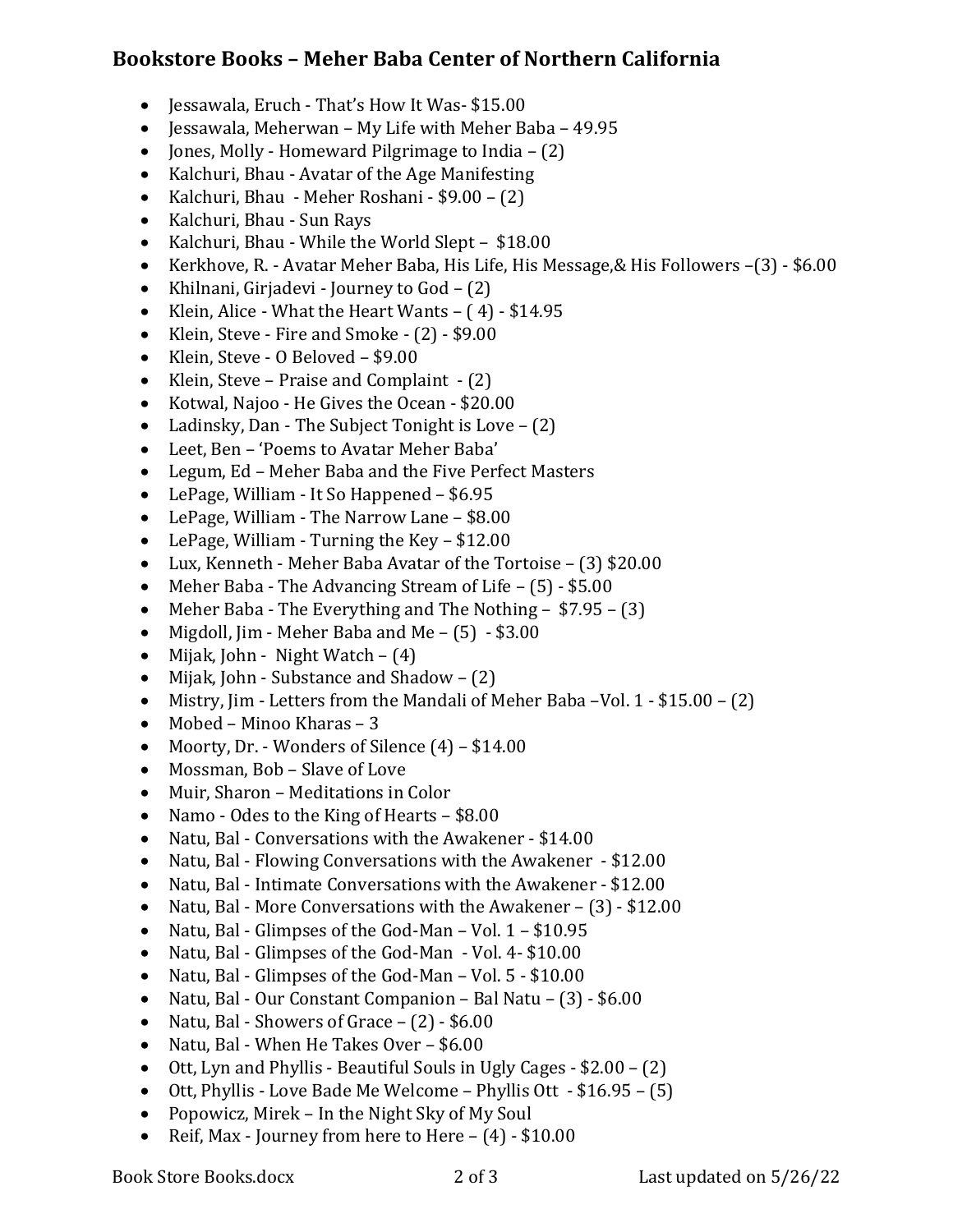## Bookstore Books – Meher Baba Center of Northern California

- Jessawala, Eruch - That's How It Was- $15.00
- Jessawala, Meherwan – My Life with Meher Baba – 49.95
- Jones, Molly - Homeward Pilgrimage to India – (2)
- Kalchuri, Bhau - Avatar of the Age Manifesting
- Kalchuri, Bhau - Meher Roshani - $9.00 – (2)
- Kalchuri, Bhau - Sun Rays
- Kalchuri, Bhau - While the World Slept – $18.00
- Kerkhove, R. - Avatar Meher Baba, His Life, His Message,& His Followers –(3) - $6.00
- Khilnani, Girjadevi - Journey to God – (2)
- Klein, Alice - What the Heart Wants – ( 4) - $14.95
- Klein, Steve - Fire and Smoke - (2) - $9.00
- Klein, Steve - O Beloved – $9.00
- Klein, Steve – Praise and Complaint - (2)
- Kotwal, Najoo - He Gives the Ocean - $20.00
- Ladinsky, Dan - The Subject Tonight is Love – (2)
- Leet, Ben – 'Poems to Avatar Meher Baba'
- Legum, Ed – Meher Baba and the Five Perfect Masters
- LePage, William - It So Happened – $6.95
- LePage, William - The Narrow Lane – $8.00
- LePage, William - Turning the Key – $12.00
- Lux, Kenneth - Meher Baba Avatar of the Tortoise – (3) $20.00
- Meher Baba - The Advancing Stream of Life – (5) - $5.00
- Meher Baba - The Everything and The Nothing – $7.95 – (3)
- Migdoll, Jim - Meher Baba and Me – (5) - $3.00
- Mijak, John - Night Watch – (4)
- Mijak, John - Substance and Shadow – (2)
- Mistry, Jim - Letters from the Mandali of Meher Baba –Vol. 1 - $15.00 – (2)
- Mobed – Minoo Kharas – 3
- Moorty, Dr. - Wonders of Silence (4) – $14.00
- Mossman, Bob – Slave of Love
- Muir, Sharon – Meditations in Color
- Namo - Odes to the King of Hearts – $8.00
- Natu, Bal - Conversations with the Awakener - $14.00
- Natu, Bal - Flowing Conversations with the Awakener - $12.00
- Natu, Bal - Intimate Conversations with the Awakener - $12.00
- Natu, Bal - More Conversations with the Awakener – (3) - $12.00
- Natu, Bal - Glimpses of the God-Man – Vol. 1 – $10.95
- Natu, Bal - Glimpses of the God-Man - Vol. 4- $10.00
- Natu, Bal - Glimpses of the God-Man – Vol. 5 - $10.00
- Natu, Bal - Our Constant Companion – Bal Natu – (3) - $6.00
- Natu, Bal - Showers of Grace – (2) - $6.00
- Natu, Bal - When He Takes Over – $6.00
- Ott, Lyn and Phyllis - Beautiful Souls in Ugly Cages - $2.00 – (2)
- Ott, Phyllis - Love Bade Me Welcome – Phyllis Ott - $16.95 – (5)
- Popowicz, Mirek – In the Night Sky of My Soul
- Reif, Max - Journey from here to Here – (4) - $10.00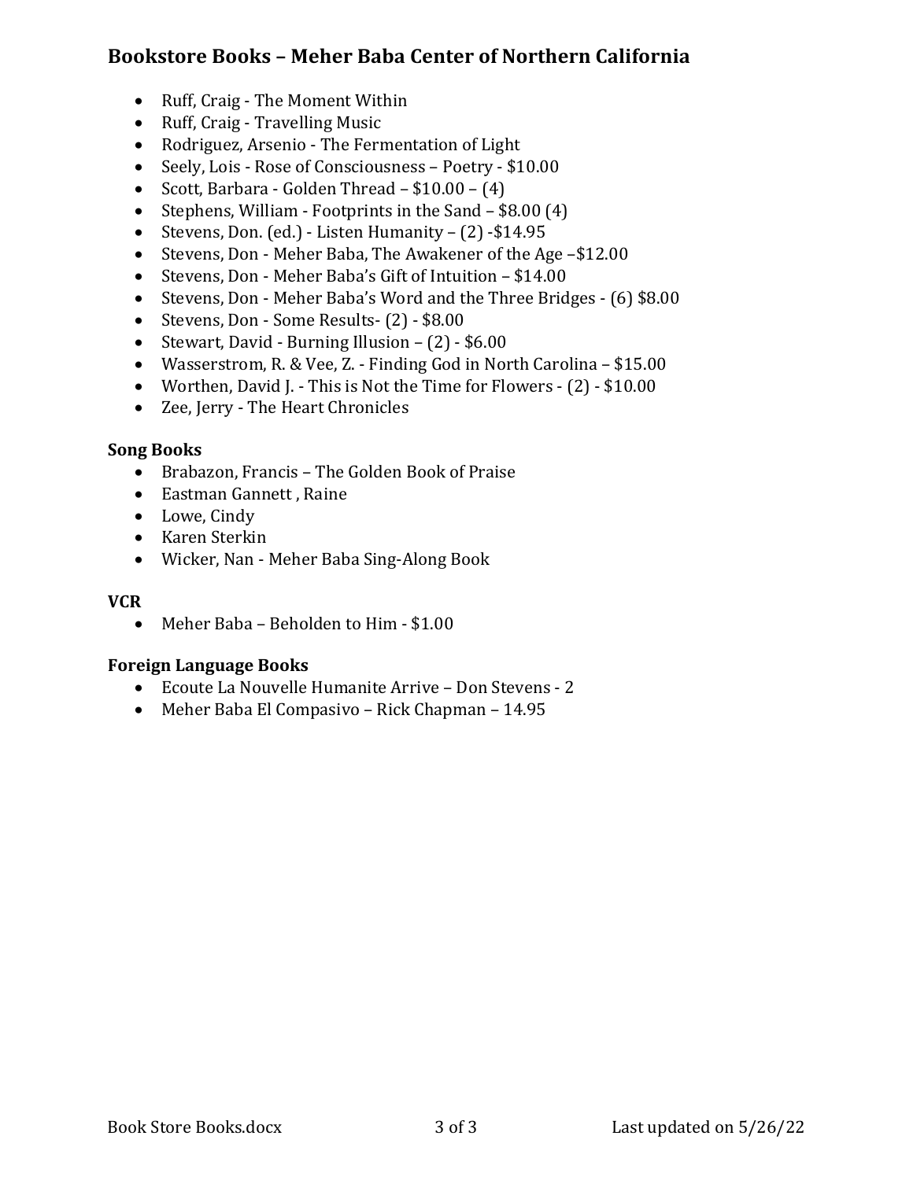## Bookstore Books – Meher Baba Center of Northern California

- Ruff, Craig - The Moment Within
- Ruff, Craig - Travelling Music
- Rodriguez, Arsenio - The Fermentation of Light
- Seely, Lois - Rose of Consciousness – Poetry - $10.00
- Scott, Barbara - Golden Thread – $10.00 – (4)
- Stephens, William - Footprints in the Sand – $8.00 (4)
- Stevens, Don. (ed.) - Listen Humanity – (2) -$14.95
- Stevens, Don - Meher Baba, The Awakener of the Age –$12.00
- Stevens, Don - Meher Baba's Gift of Intuition – $14.00
- Stevens, Don - Meher Baba's Word and the Three Bridges - (6) $8.00
- Stevens, Don - Some Results- (2) - $8.00
- Stewart, David - Burning Illusion – (2) - $6.00
- Wasserstrom, R. & Vee, Z. - Finding God in North Carolina – $15.00
- Worthen, David J. - This is Not the Time for Flowers - (2) - $10.00
- Zee, Jerry - The Heart Chronicles

**Song Books**

- Brabazon, Francis – The Golden Book of Praise
- Eastman Gannett , Raine
- Lowe, Cindy
- Karen Sterkin
- Wicker, Nan - Meher Baba Sing-Along Book

**VCR**

- Meher Baba – Beholden to Him - $1.00

**Foreign Language Books**

- Ecoute La Nouvelle Humanite Arrive – Don Stevens - 2
- Meher Baba El Compasivo – Rick Chapman – 14.95